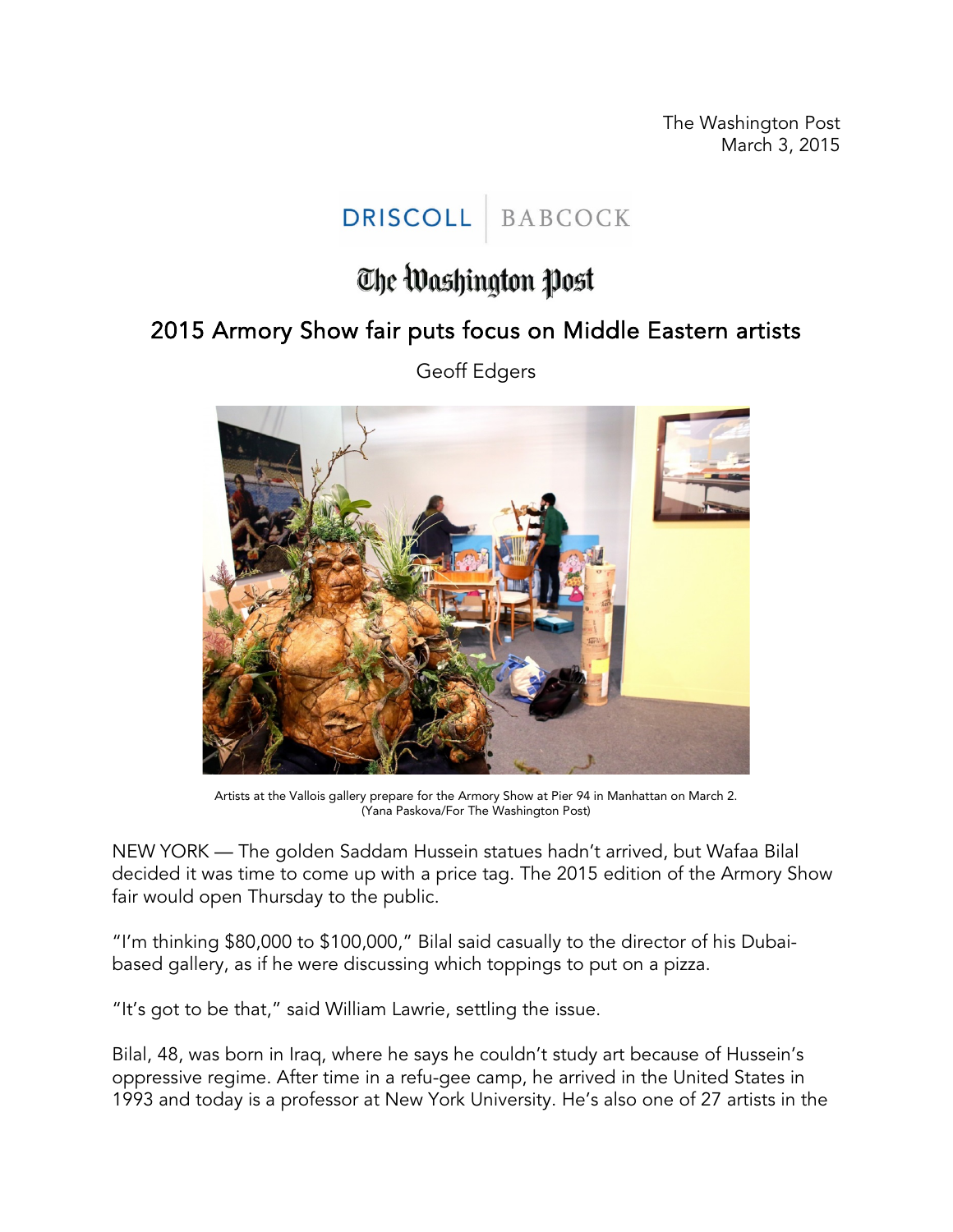The Washington Post
March 3, 2015

DRISCOLL | BABCOCK

The Washington Post

# 2015 Armory Show fair puts focus on Middle Eastern artists

Geoff Edgers

Artists at the Vallois gallery prepare for the Armory Show at Pier 94 in Manhattan on March 2. (Yana Paskova/For The Washington Post)

NEW YORK — The golden Saddam Hussein statues hadn't arrived, but Wafaa Bilal decided it was time to come up with a price tag. The 2015 edition of the Armory Show fair would open Thursday to the public.

"I'm thinking $80,000 to $100,000," Bilal said casually to the director of his Dubai-based gallery, as if he were discussing which toppings to put on a pizza.

"It's got to be that," said William Lawrie, settling the issue.

Bilal, 48, was born in Iraq, where he says he couldn't study art because of Hussein's oppressive regime. After time in a refu-gee camp, he arrived in the United States in 1993 and today is a professor at New York University. He's also one of 27 artists in the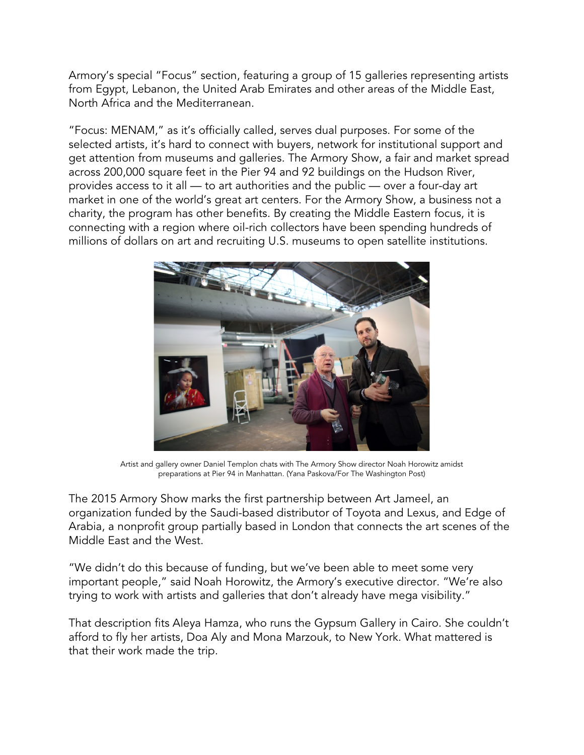Armory's special "Focus" section, featuring a group of 15 galleries representing artists from Egypt, Lebanon, the United Arab Emirates and other areas of the Middle East, North Africa and the Mediterranean.

"Focus: MENAM," as it's officially called, serves dual purposes. For some of the selected artists, it's hard to connect with buyers, network for institutional support and get attention from museums and galleries. The Armory Show, a fair and market spread across 200,000 square feet in the Pier 94 and 92 buildings on the Hudson River, provides access to it all — to art authorities and the public — over a four-day art market in one of the world's great art centers. For the Armory Show, a business not a charity, the program has other benefits. By creating the Middle Eastern focus, it is connecting with a region where oil-rich collectors have been spending hundreds of millions of dollars on art and recruiting U.S. museums to open satellite institutions.

Artist and gallery owner Daniel Templon chats with The Armory Show director Noah Horowitz amidst preparations at Pier 94 in Manhattan. (Yana Paskova/For The Washington Post)

The 2015 Armory Show marks the first partnership between Art Jameel, an organization funded by the Saudi-based distributor of Toyota and Lexus, and Edge of Arabia, a nonprofit group partially based in London that connects the art scenes of the Middle East and the West.

"We didn't do this because of funding, but we've been able to meet some very important people," said Noah Horowitz, the Armory's executive director. "We're also trying to work with artists and galleries that don't already have mega visibility."

That description fits Aleya Hamza, who runs the Gypsum Gallery in Cairo. She couldn't afford to fly her artists, Doa Aly and Mona Marzouk, to New York. What mattered is that their work made the trip.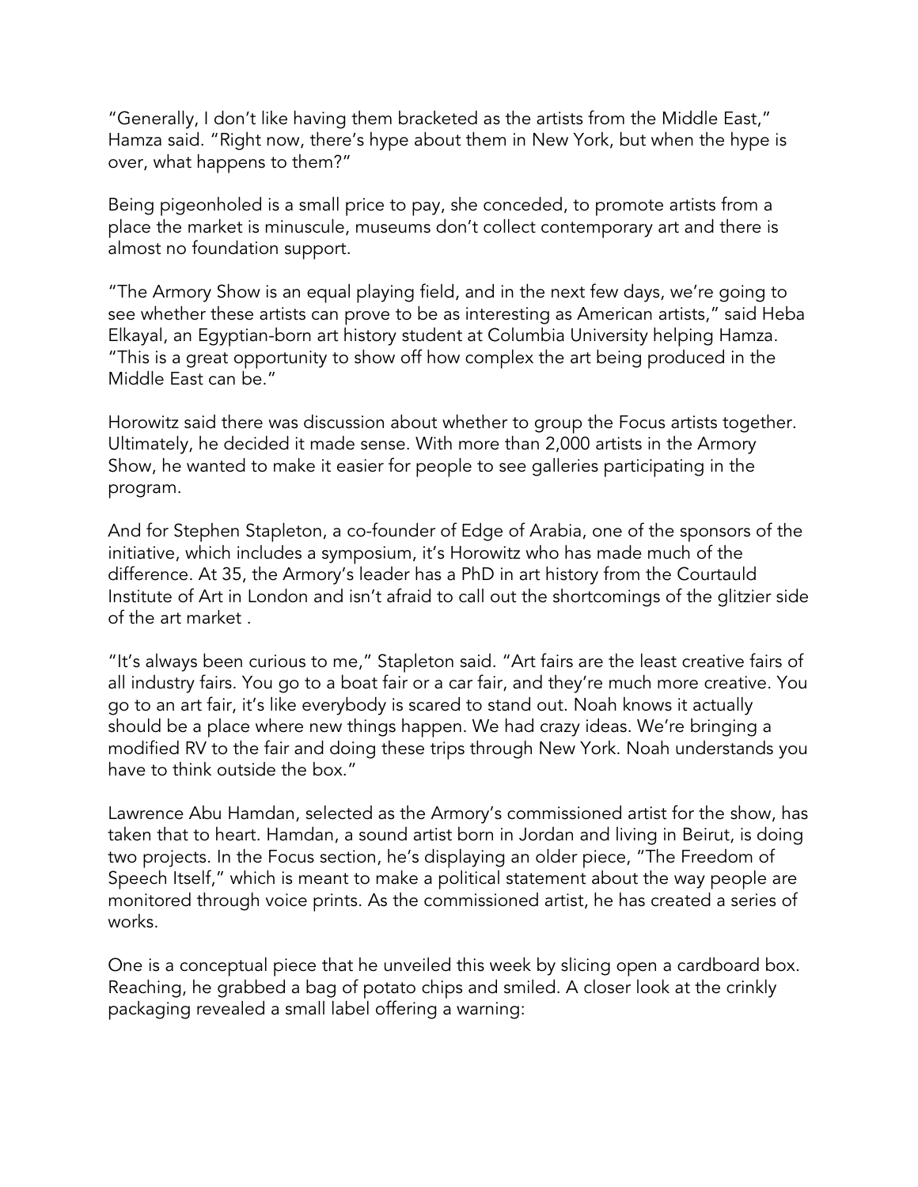"Generally, I don't like having them bracketed as the artists from the Middle East," Hamza said. "Right now, there's hype about them in New York, but when the hype is over, what happens to them?"

Being pigeonholed is a small price to pay, she conceded, to promote artists from a place the market is minuscule, museums don't collect contemporary art and there is almost no foundation support.

"The Armory Show is an equal playing field, and in the next few days, we're going to see whether these artists can prove to be as interesting as American artists," said Heba Elkayal, an Egyptian-born art history student at Columbia University helping Hamza. "This is a great opportunity to show off how complex the art being produced in the Middle East can be."

Horowitz said there was discussion about whether to group the Focus artists together. Ultimately, he decided it made sense. With more than 2,000 artists in the Armory Show, he wanted to make it easier for people to see galleries participating in the program.

And for Stephen Stapleton, a co-founder of Edge of Arabia, one of the sponsors of the initiative, which includes a symposium, it's Horowitz who has made much of the difference. At 35, the Armory's leader has a PhD in art history from the Courtauld Institute of Art in London and isn't afraid to call out the shortcomings of the glitzier side of the art market .

"It's always been curious to me," Stapleton said. "Art fairs are the least creative fairs of all industry fairs. You go to a boat fair or a car fair, and they're much more creative. You go to an art fair, it's like everybody is scared to stand out. Noah knows it actually should be a place where new things happen. We had crazy ideas. We're bringing a modified RV to the fair and doing these trips through New York. Noah understands you have to think outside the box."

Lawrence Abu Hamdan, selected as the Armory's commissioned artist for the show, has taken that to heart. Hamdan, a sound artist born in Jordan and living in Beirut, is doing two projects. In the Focus section, he's displaying an older piece, "The Freedom of Speech Itself," which is meant to make a political statement about the way people are monitored through voice prints. As the commissioned artist, he has created a series of works.

One is a conceptual piece that he unveiled this week by slicing open a cardboard box. Reaching, he grabbed a bag of potato chips and smiled. A closer look at the crinkly packaging revealed a small label offering a warning: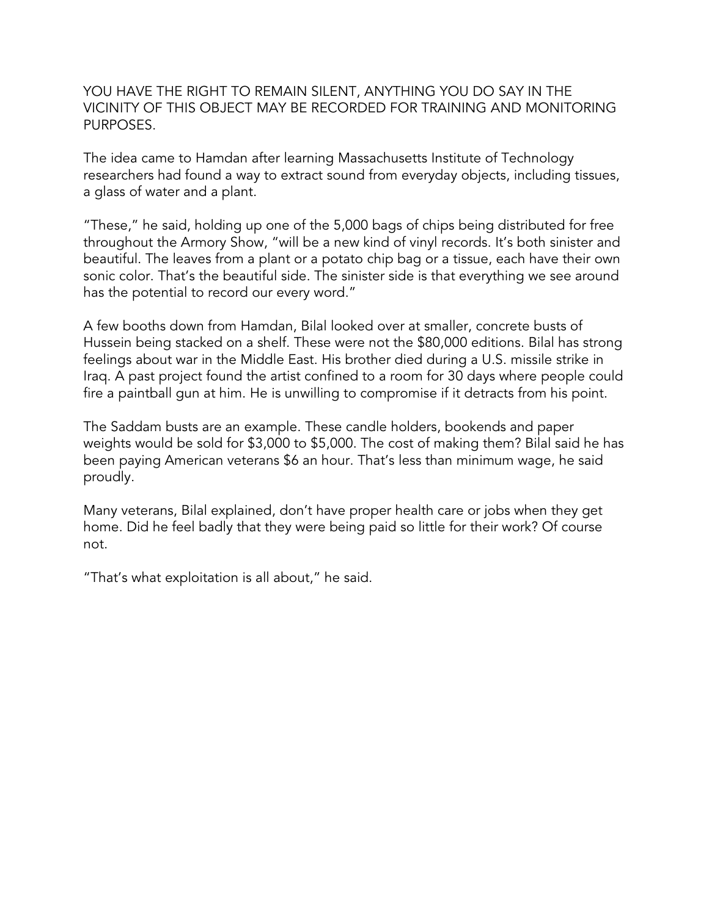YOU HAVE THE RIGHT TO REMAIN SILENT, ANYTHING YOU DO SAY IN THE VICINITY OF THIS OBJECT MAY BE RECORDED FOR TRAINING AND MONITORING PURPOSES.

The idea came to Hamdan after learning Massachusetts Institute of Technology researchers had found a way to extract sound from everyday objects, including tissues, a glass of water and a plant.

"These," he said, holding up one of the 5,000 bags of chips being distributed for free throughout the Armory Show, "will be a new kind of vinyl records. It's both sinister and beautiful. The leaves from a plant or a potato chip bag or a tissue, each have their own sonic color. That's the beautiful side. The sinister side is that everything we see around has the potential to record our every word."

A few booths down from Hamdan, Bilal looked over at smaller, concrete busts of Hussein being stacked on a shelf. These were not the $80,000 editions. Bilal has strong feelings about war in the Middle East. His brother died during a U.S. missile strike in Iraq. A past project found the artist confined to a room for 30 days where people could fire a paintball gun at him. He is unwilling to compromise if it detracts from his point.

The Saddam busts are an example. These candle holders, bookends and paper weights would be sold for $3,000 to $5,000. The cost of making them? Bilal said he has been paying American veterans $6 an hour. That's less than minimum wage, he said proudly.

Many veterans, Bilal explained, don't have proper health care or jobs when they get home. Did he feel badly that they were being paid so little for their work? Of course not.

"That's what exploitation is all about," he said.